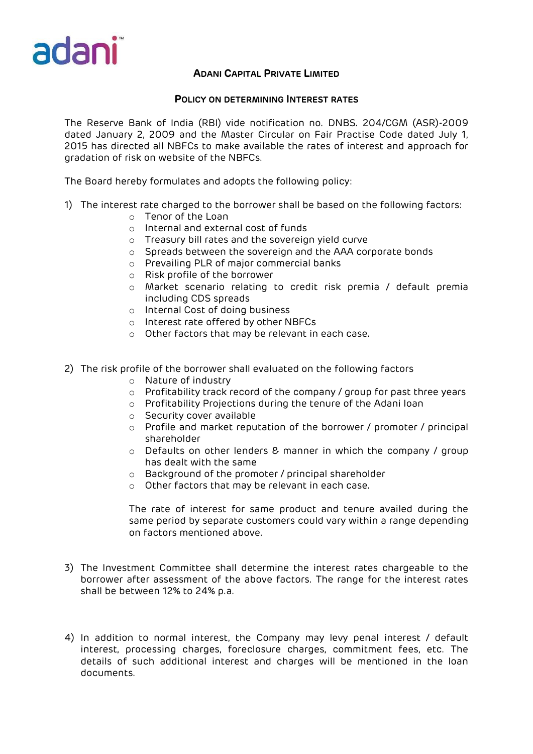# ADANI CAPITAL PRIVATE LIMITED

## POLICY ON DETERMINING INTEREST RATES

The Reserve Bank of India (RBI) vide notification no. DNBS. 204/CGM (ASR)-2009 dated January 2, 2009 and the Master Circular on Fair Practise Code dated July 1, 2015 has directed all NBFCs to make available the rates of interest and approach for gradation of risk on website of the NBFCs.

The Board hereby formulates and adopts the following policy:

1) The interest rate charged to the borrower shall be based on the following factors:
   - Tenor of the Loan
   - Internal and external cost of funds
   - Treasury bill rates and the sovereign yield curve
   - Spreads between the sovereign and the AAA corporate bonds
   - Prevailing PLR of major commercial banks
   - Risk profile of the borrower
   - Market scenario relating to credit risk premia / default premia including CDS spreads
   - Internal Cost of doing business
   - Interest rate offered by other NBFCs
   - Other factors that may be relevant in each case.

2) The risk profile of the borrower shall evaluated on the following factors
   - Nature of industry
   - Profitability track record of the company / group for past three years
   - Profitability Projections during the tenure of the Adani loan
   - Security cover available
   - Profile and market reputation of the borrower / promoter / principal shareholder
   - Defaults on other lenders & manner in which the company / group has dealt with the same
   - Background of the promoter / principal shareholder
   - Other factors that may be relevant in each case.

   The rate of interest for same product and tenure availed during the same period by separate customers could vary within a range depending on factors mentioned above.

3) The Investment Committee shall determine the interest rates chargeable to the borrower after assessment of the above factors. The range for the interest rates shall be between 12% to 24% p.a.

4) In addition to normal interest, the Company may levy penal interest / default interest, processing charges, foreclosure charges, commitment fees, etc. The details of such additional interest and charges will be mentioned in the loan documents.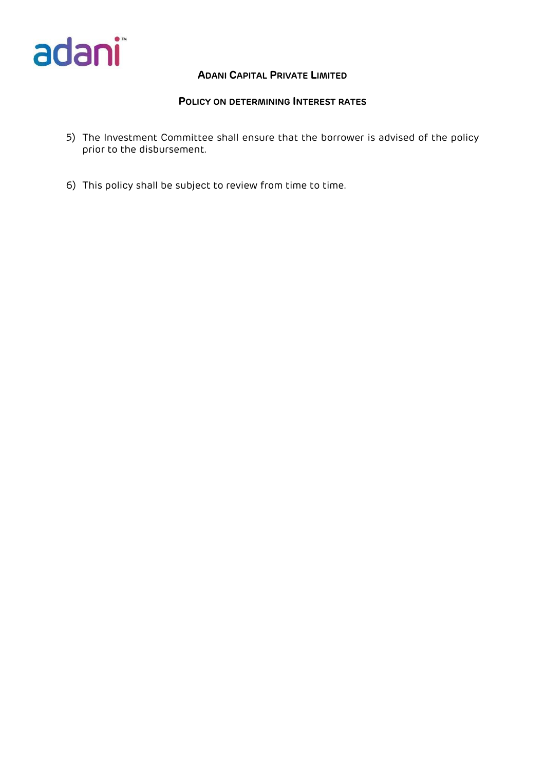5) The Investment Committee shall ensure that the borrower is advised of the policy prior to the disbursement.

6) This policy shall be subject to review from time to time.